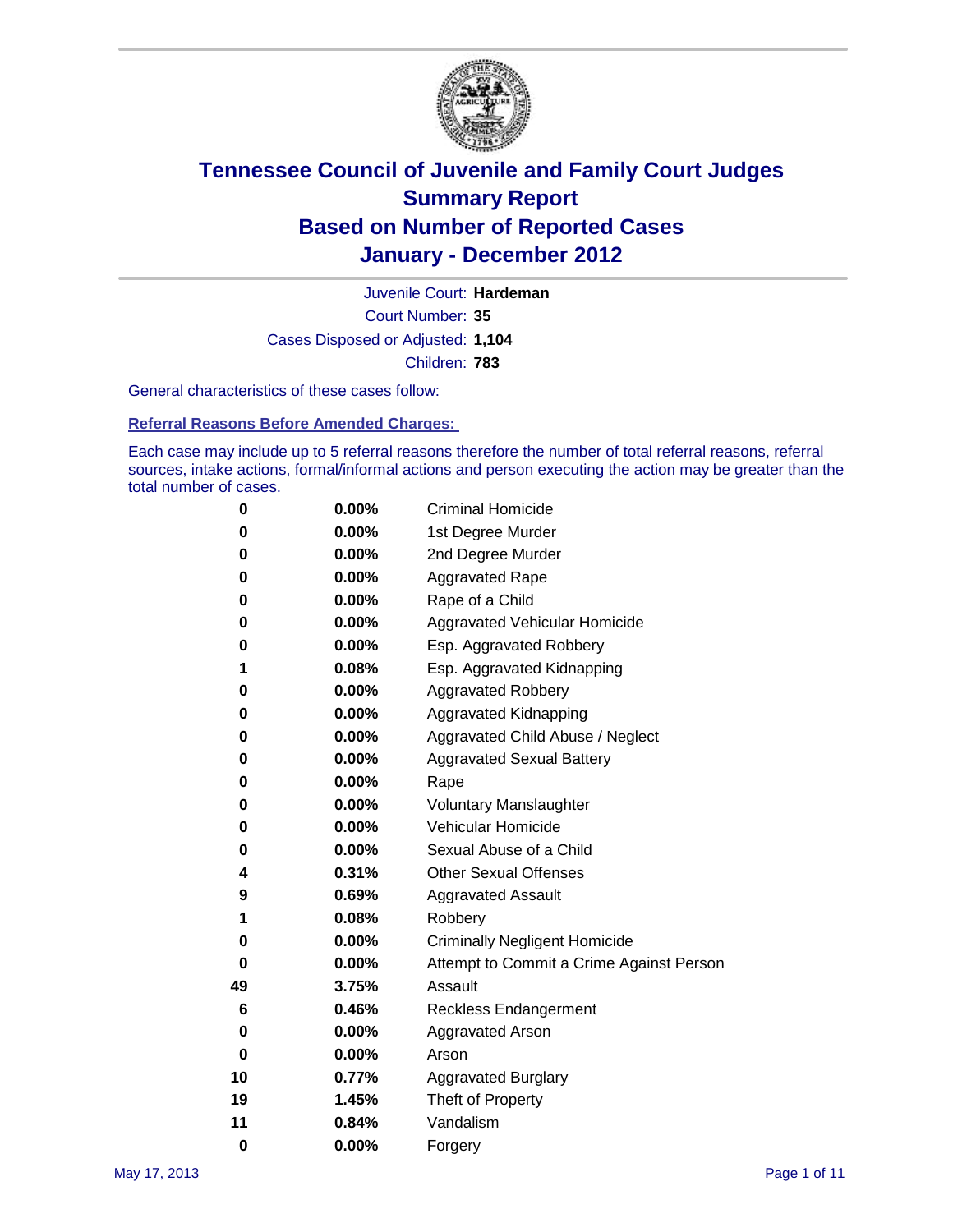# Tennessee Council of Juvenile and Family Court Judges
# Summary Report
# Based on Number of Reported Cases
# January - December 2012

Juvenile Court: **Hardeman**

Court Number: **35**

Cases Disposed or Adjusted: **1,104**

Children: **783**

General characteristics of these cases follow:

## Referral Reasons Before Amended Charges:

Each case may include up to 5 referral reasons therefore the number of total referral reasons, referral sources, intake actions, formal/informal actions and person executing the action may be greater than the total number of cases.

| Count | Percent | Referral Reason |
|---|---|---|
| 0 | 0.00% | Criminal Homicide |
| 0 | 0.00% | 1st Degree Murder |
| 0 | 0.00% | 2nd Degree Murder |
| 0 | 0.00% | Aggravated Rape |
| 0 | 0.00% | Rape of a Child |
| 0 | 0.00% | Aggravated Vehicular Homicide |
| 0 | 0.00% | Esp. Aggravated Robbery |
| 1 | 0.08% | Esp. Aggravated Kidnapping |
| 0 | 0.00% | Aggravated Robbery |
| 0 | 0.00% | Aggravated Kidnapping |
| 0 | 0.00% | Aggravated Child Abuse / Neglect |
| 0 | 0.00% | Aggravated Sexual Battery |
| 0 | 0.00% | Rape |
| 0 | 0.00% | Voluntary Manslaughter |
| 0 | 0.00% | Vehicular Homicide |
| 0 | 0.00% | Sexual Abuse of a Child |
| 4 | 0.31% | Other Sexual Offenses |
| 9 | 0.69% | Aggravated Assault |
| 1 | 0.08% | Robbery |
| 0 | 0.00% | Criminally Negligent Homicide |
| 0 | 0.00% | Attempt to Commit a Crime Against Person |
| 49 | 3.75% | Assault |
| 6 | 0.46% | Reckless Endangerment |
| 0 | 0.00% | Aggravated Arson |
| 0 | 0.00% | Arson |
| 10 | 0.77% | Aggravated Burglary |
| 19 | 1.45% | Theft of Property |
| 11 | 0.84% | Vandalism |
| 0 | 0.00% | Forgery |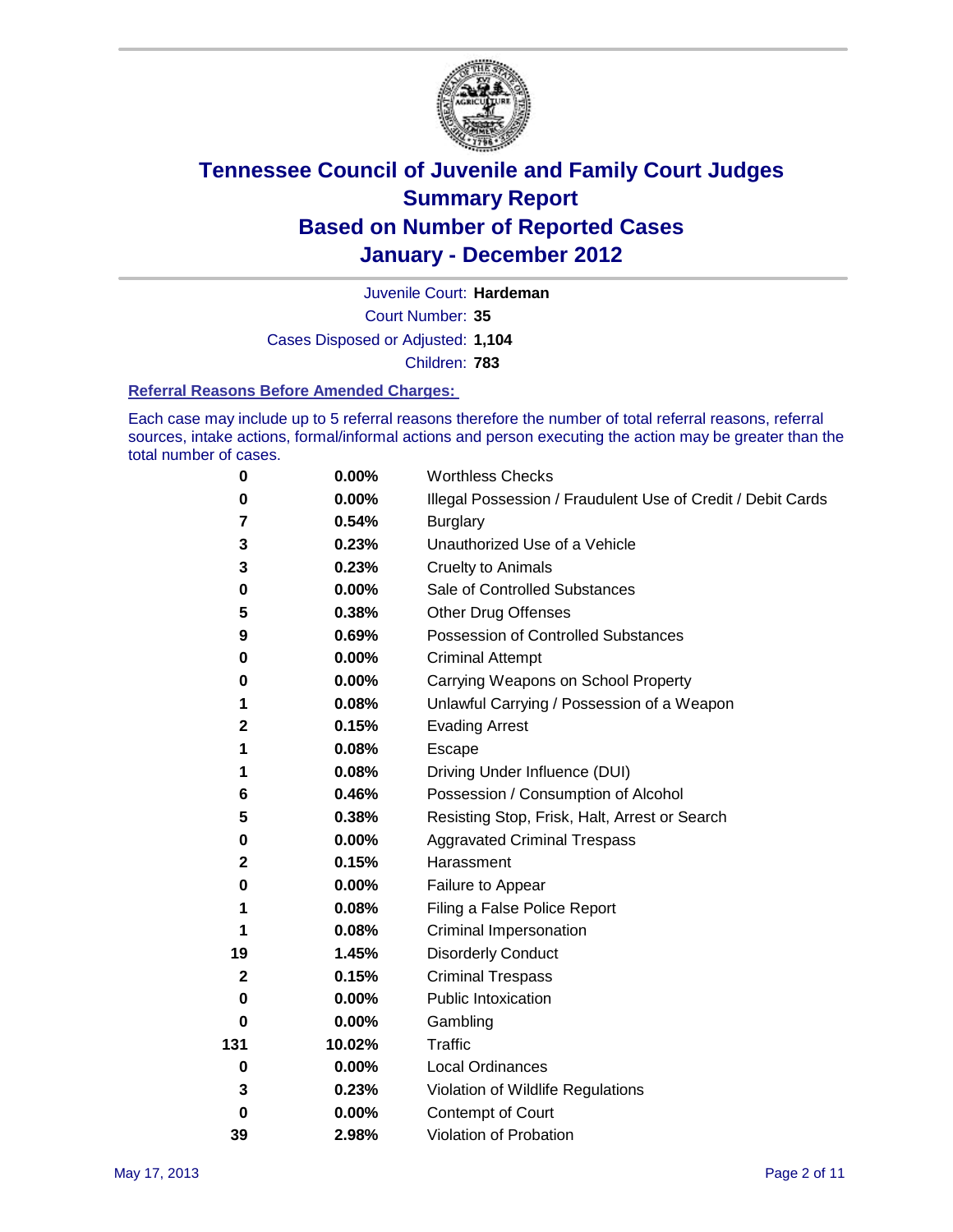# Tennessee Council of Juvenile and Family Court Judges
# Summary Report
# Based on Number of Reported Cases
# January - December 2012

Juvenile Court: **Hardeman**

Court Number: **35**

Cases Disposed or Adjusted: **1,104**

Children: **783**

### Referral Reasons Before Amended Charges:

Each case may include up to 5 referral reasons therefore the number of total referral reasons, referral sources, intake actions, formal/informal actions and person executing the action may be greater than the total number of cases.

| Count | Percent | Referral Reason |
|---|---|---|
| 0 | 0.00% | Worthless Checks |
| 0 | 0.00% | Illegal Possession / Fraudulent Use of Credit / Debit Cards |
| 7 | 0.54% | Burglary |
| 3 | 0.23% | Unauthorized Use of a Vehicle |
| 3 | 0.23% | Cruelty to Animals |
| 0 | 0.00% | Sale of Controlled Substances |
| 5 | 0.38% | Other Drug Offenses |
| 9 | 0.69% | Possession of Controlled Substances |
| 0 | 0.00% | Criminal Attempt |
| 0 | 0.00% | Carrying Weapons on School Property |
| 1 | 0.08% | Unlawful Carrying / Possession of a Weapon |
| 2 | 0.15% | Evading Arrest |
| 1 | 0.08% | Escape |
| 1 | 0.08% | Driving Under Influence (DUI) |
| 6 | 0.46% | Possession / Consumption of Alcohol |
| 5 | 0.38% | Resisting Stop, Frisk, Halt, Arrest or Search |
| 0 | 0.00% | Aggravated Criminal Trespass |
| 2 | 0.15% | Harassment |
| 0 | 0.00% | Failure to Appear |
| 1 | 0.08% | Filing a False Police Report |
| 1 | 0.08% | Criminal Impersonation |
| 19 | 1.45% | Disorderly Conduct |
| 2 | 0.15% | Criminal Trespass |
| 0 | 0.00% | Public Intoxication |
| 0 | 0.00% | Gambling |
| 131 | 10.02% | Traffic |
| 0 | 0.00% | Local Ordinances |
| 3 | 0.23% | Violation of Wildlife Regulations |
| 0 | 0.00% | Contempt of Court |
| 39 | 2.98% | Violation of Probation |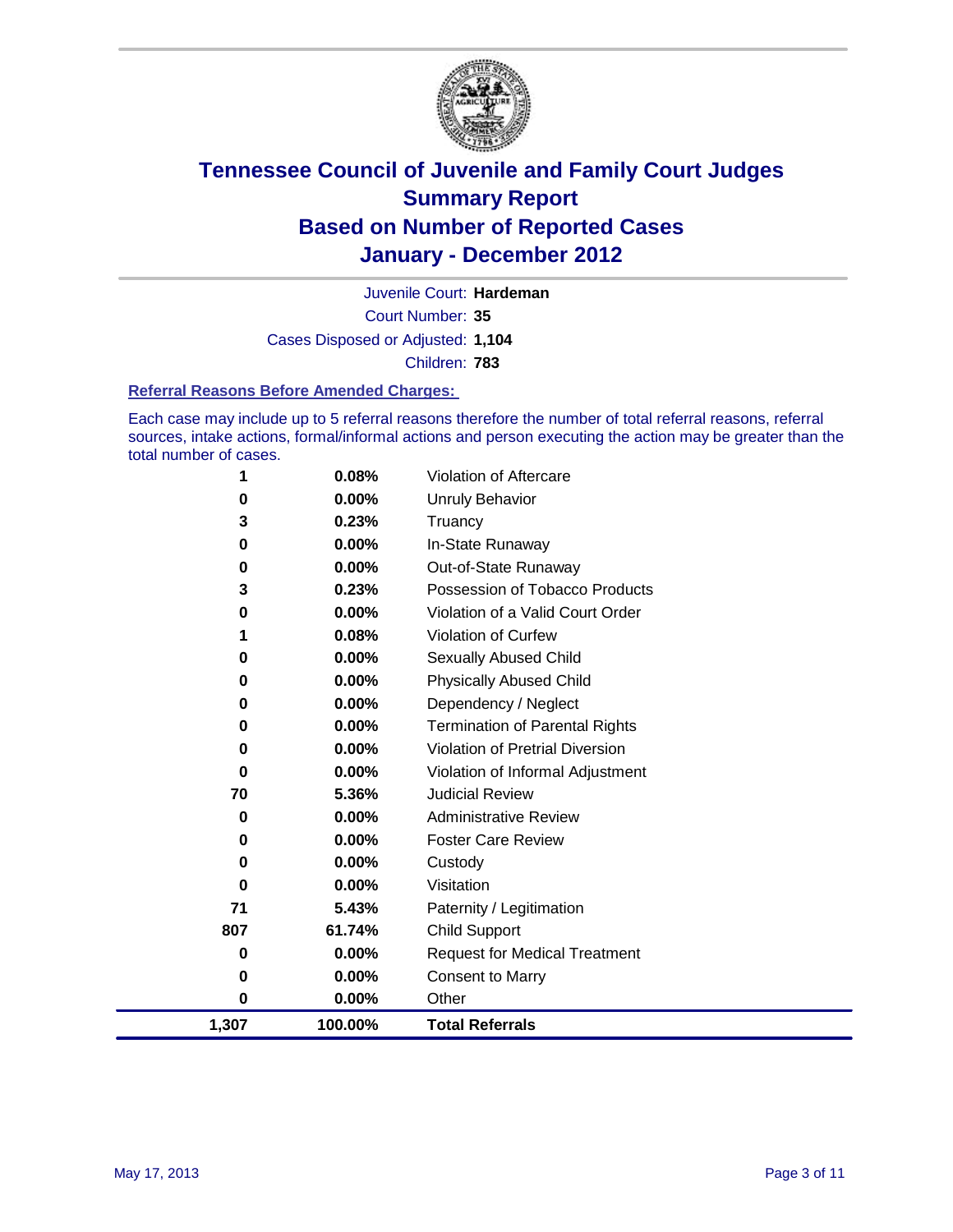# Tennessee Council of Juvenile and Family Court Judges
# Summary Report
# Based on Number of Reported Cases
# January - December 2012

Juvenile Court: **Hardeman**

Court Number: **35**

Cases Disposed or Adjusted: **1,104**

Children: **783**

### Referral Reasons Before Amended Charges:

Each case may include up to 5 referral reasons therefore the number of total referral reasons, referral sources, intake actions, formal/informal actions and person executing the action may be greater than the total number of cases.

| | | |
|---|---|---|
| 1 | 0.08% | Violation of Aftercare |
| 0 | 0.00% | Unruly Behavior |
| 3 | 0.23% | Truancy |
| 0 | 0.00% | In-State Runaway |
| 0 | 0.00% | Out-of-State Runaway |
| 3 | 0.23% | Possession of Tobacco Products |
| 0 | 0.00% | Violation of a Valid Court Order |
| 1 | 0.08% | Violation of Curfew |
| 0 | 0.00% | Sexually Abused Child |
| 0 | 0.00% | Physically Abused Child |
| 0 | 0.00% | Dependency / Neglect |
| 0 | 0.00% | Termination of Parental Rights |
| 0 | 0.00% | Violation of Pretrial Diversion |
| 0 | 0.00% | Violation of Informal Adjustment |
| 70 | 5.36% | Judicial Review |
| 0 | 0.00% | Administrative Review |
| 0 | 0.00% | Foster Care Review |
| 0 | 0.00% | Custody |
| 0 | 0.00% | Visitation |
| 71 | 5.43% | Paternity / Legitimation |
| 807 | 61.74% | Child Support |
| 0 | 0.00% | Request for Medical Treatment |
| 0 | 0.00% | Consent to Marry |
| 0 | 0.00% | Other |
| **1,307** | **100.00%** | **Total Referrals** |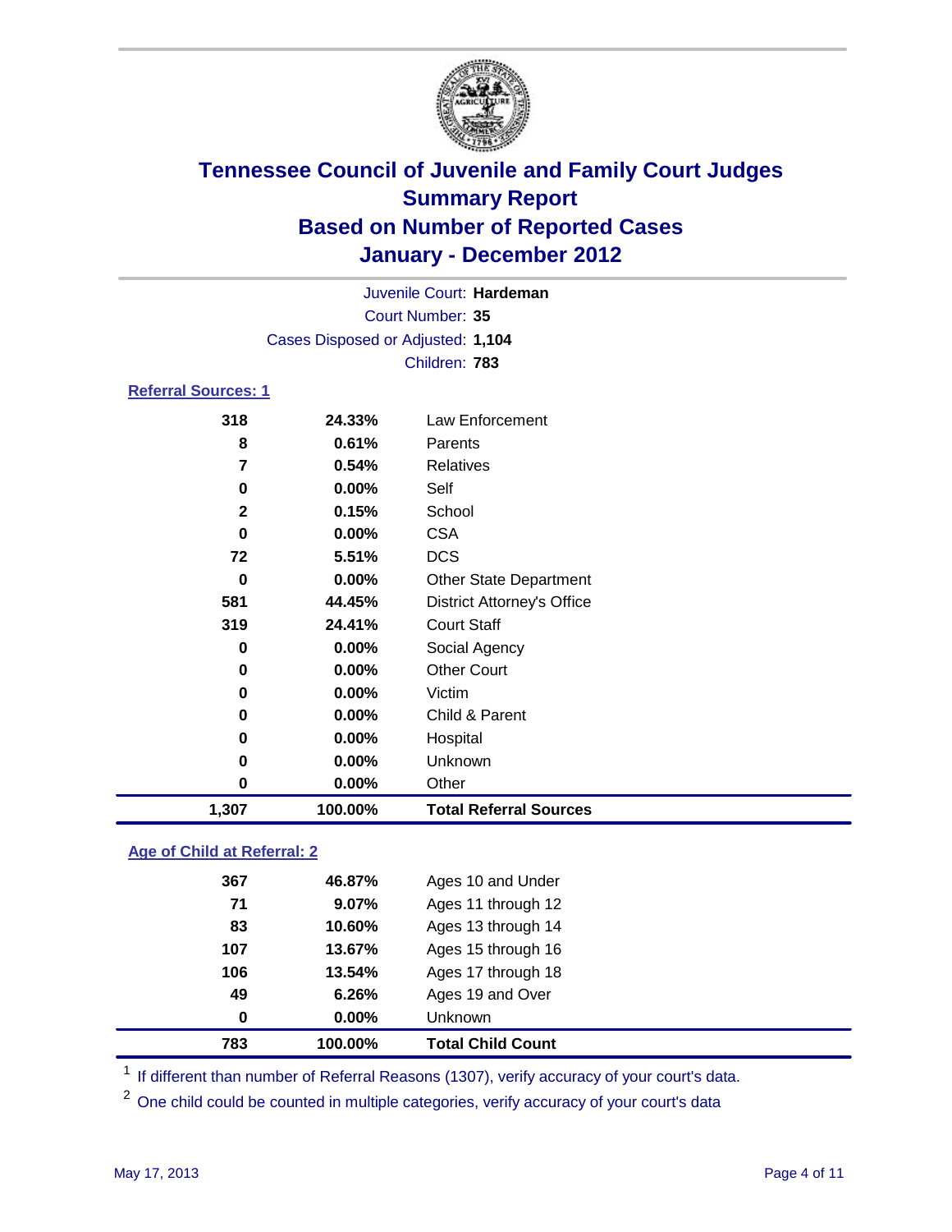# Tennessee Council of Juvenile and Family Court Judges
## Summary Report
## Based on Number of Reported Cases
## January - December 2012

Juvenile Court: **Hardeman**
Court Number: **35**
Cases Disposed or Adjusted: **1,104**
Children: **783**

### Referral Sources: 1

| | | |
|---|---|---|
| 318 | 24.33% | Law Enforcement |
| 8 | 0.61% | Parents |
| 7 | 0.54% | Relatives |
| 0 | 0.00% | Self |
| 2 | 0.15% | School |
| 0 | 0.00% | CSA |
| 72 | 5.51% | DCS |
| 0 | 0.00% | Other State Department |
| 581 | 44.45% | District Attorney's Office |
| 319 | 24.41% | Court Staff |
| 0 | 0.00% | Social Agency |
| 0 | 0.00% | Other Court |
| 0 | 0.00% | Victim |
| 0 | 0.00% | Child & Parent |
| 0 | 0.00% | Hospital |
| 0 | 0.00% | Unknown |
| 0 | 0.00% | Other |
| **1,307** | **100.00%** | **Total Referral Sources** |

### Age of Child at Referral: 2

| | | |
|---|---|---|
| 367 | 46.87% | Ages 10 and Under |
| 71 | 9.07% | Ages 11 through 12 |
| 83 | 10.60% | Ages 13 through 14 |
| 107 | 13.67% | Ages 15 through 16 |
| 106 | 13.54% | Ages 17 through 18 |
| 49 | 6.26% | Ages 19 and Over |
| 0 | 0.00% | Unknown |
| **783** | **100.00%** | **Total Child Count** |

[1] If different than number of Referral Reasons (1307), verify accuracy of your court's data.

[2] One child could be counted in multiple categories, verify accuracy of your court's data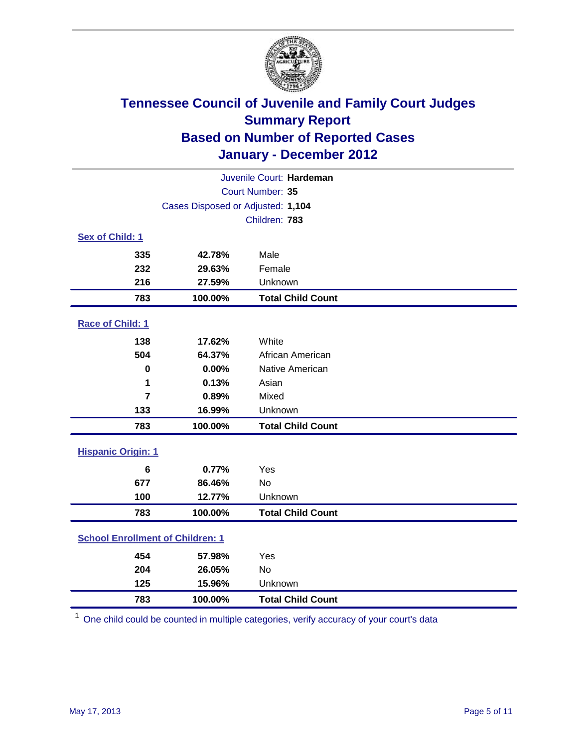# Tennessee Council of Juvenile and Family Court Judges
## Summary Report
## Based on Number of Reported Cases
## January - December 2012

Juvenile Court: **Hardeman**
Court Number: **35**
Cases Disposed or Adjusted: **1,104**
Children: **783**

### Sex of Child: 1

| | | |
|---|---|---|
| **335** | **42.78%** | Male |
| **232** | **29.63%** | Female |
| **216** | **27.59%** | Unknown |
| **783** | **100.00%** | **Total Child Count** |

### Race of Child: 1

| | | |
|---|---|---|
| **138** | **17.62%** | White |
| **504** | **64.37%** | African American |
| **0** | **0.00%** | Native American |
| **1** | **0.13%** | Asian |
| **7** | **0.89%** | Mixed |
| **133** | **16.99%** | Unknown |
| **783** | **100.00%** | **Total Child Count** |

### Hispanic Origin: 1

| | | |
|---|---|---|
| **6** | **0.77%** | Yes |
| **677** | **86.46%** | No |
| **100** | **12.77%** | Unknown |
| **783** | **100.00%** | **Total Child Count** |

### School Enrollment of Children: 1

| | | |
|---|---|---|
| **454** | **57.98%** | Yes |
| **204** | **26.05%** | No |
| **125** | **15.96%** | Unknown |
| **783** | **100.00%** | **Total Child Count** |

[1] One child could be counted in multiple categories, verify accuracy of your court's data

May 17, 2013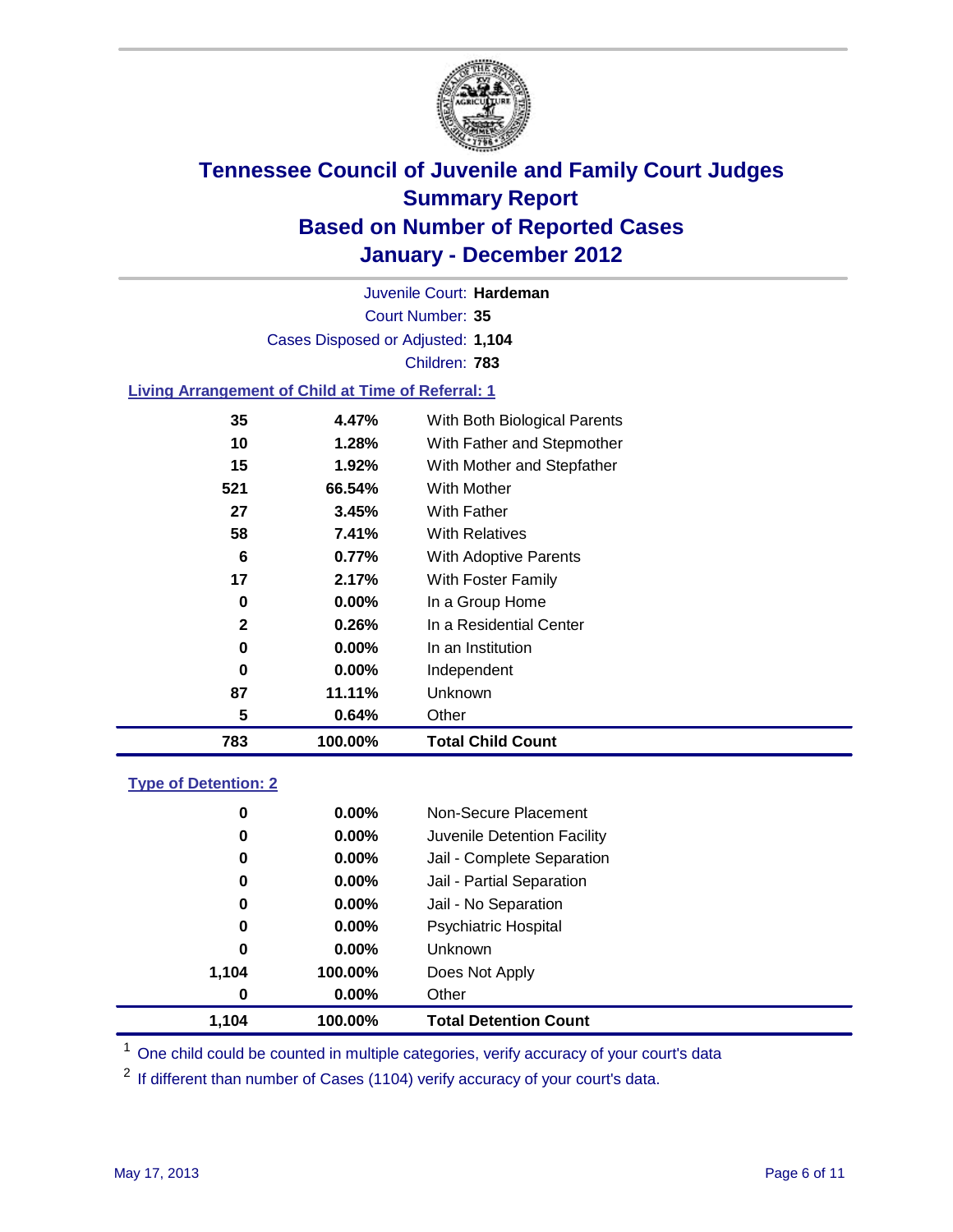# Tennessee Council of Juvenile and Family Court Judges
## Summary Report
## Based on Number of Reported Cases
## January - December 2012

Juvenile Court: **Hardeman**
Court Number: **35**
Cases Disposed or Adjusted: **1,104**
Children: **783**

### Living Arrangement of Child at Time of Referral: 1

| Count | Percent | Category |
|---|---|---|
| 35 | 4.47% | With Both Biological Parents |
| 10 | 1.28% | With Father and Stepmother |
| 15 | 1.92% | With Mother and Stepfather |
| 521 | 66.54% | With Mother |
| 27 | 3.45% | With Father |
| 58 | 7.41% | With Relatives |
| 6 | 0.77% | With Adoptive Parents |
| 17 | 2.17% | With Foster Family |
| 0 | 0.00% | In a Group Home |
| 2 | 0.26% | In a Residential Center |
| 0 | 0.00% | In an Institution |
| 0 | 0.00% | Independent |
| 87 | 11.11% | Unknown |
| 5 | 0.64% | Other |
| **783** | **100.00%** | **Total Child Count** |

### Type of Detention: 2

| Count | Percent | Category |
|---|---|---|
| 0 | 0.00% | Non-Secure Placement |
| 0 | 0.00% | Juvenile Detention Facility |
| 0 | 0.00% | Jail - Complete Separation |
| 0 | 0.00% | Jail - Partial Separation |
| 0 | 0.00% | Jail - No Separation |
| 0 | 0.00% | Psychiatric Hospital |
| 0 | 0.00% | Unknown |
| 1,104 | 100.00% | Does Not Apply |
| 0 | 0.00% | Other |
| **1,104** | **100.00%** | **Total Detention Count** |

[1] One child could be counted in multiple categories, verify accuracy of your court's data

[2] If different than number of Cases (1104) verify accuracy of your court's data.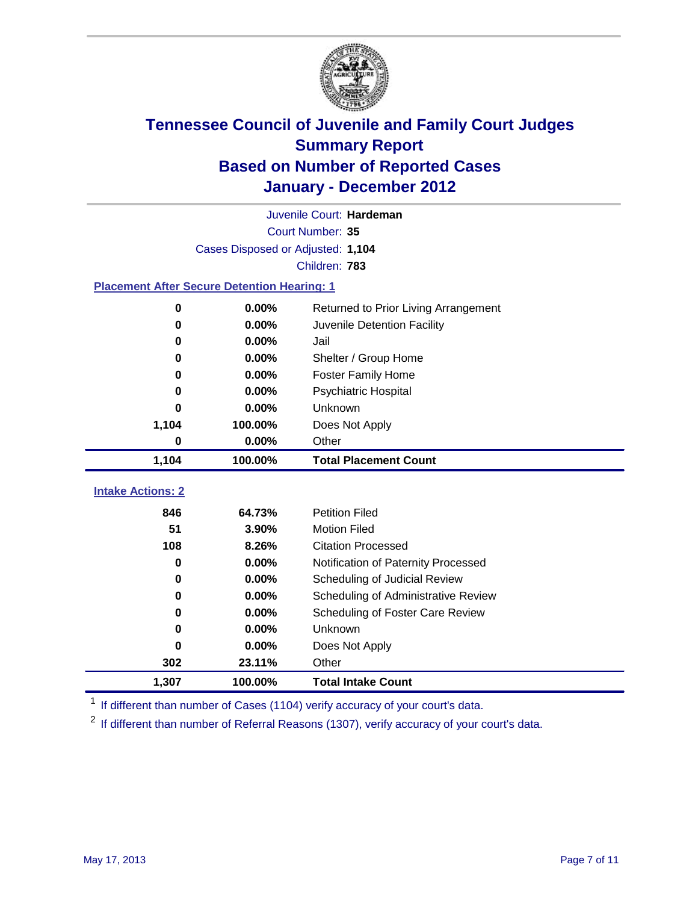# Tennessee Council of Juvenile and Family Court Judges
## Summary Report
## Based on Number of Reported Cases
## January - December 2012

Juvenile Court: **Hardeman**

Court Number: **35**

Cases Disposed or Adjusted: **1,104**

Children: **783**

### Placement After Secure Detention Hearing: 1

| | | |
|---|---|---|
| 0 | 0.00% | Returned to Prior Living Arrangement |
| 0 | 0.00% | Juvenile Detention Facility |
| 0 | 0.00% | Jail |
| 0 | 0.00% | Shelter / Group Home |
| 0 | 0.00% | Foster Family Home |
| 0 | 0.00% | Psychiatric Hospital |
| 0 | 0.00% | Unknown |
| 1,104 | 100.00% | Does Not Apply |
| 0 | 0.00% | Other |
| **1,104** | **100.00%** | **Total Placement Count** |

### Intake Actions: 2

| | | |
|---|---|---|
| 846 | 64.73% | Petition Filed |
| 51 | 3.90% | Motion Filed |
| 108 | 8.26% | Citation Processed |
| 0 | 0.00% | Notification of Paternity Processed |
| 0 | 0.00% | Scheduling of Judicial Review |
| 0 | 0.00% | Scheduling of Administrative Review |
| 0 | 0.00% | Scheduling of Foster Care Review |
| 0 | 0.00% | Unknown |
| 0 | 0.00% | Does Not Apply |
| 302 | 23.11% | Other |
| **1,307** | **100.00%** | **Total Intake Count** |

[1] If different than number of Cases (1104) verify accuracy of your court's data.

[2] If different than number of Referral Reasons (1307), verify accuracy of your court's data.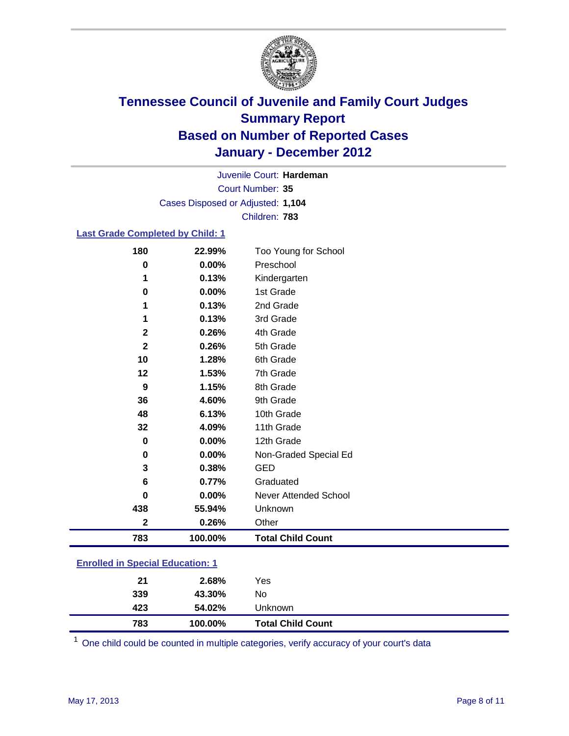# Tennessee Council of Juvenile and Family Court Judges
## Summary Report
## Based on Number of Reported Cases
## January - December 2012

Juvenile Court: **Hardeman**
Court Number: **35**
Cases Disposed or Adjusted: **1,104**
Children: **783**

### Last Grade Completed by Child: 1

| Count | Percent | Category |
|---|---|---|
| 180 | 22.99% | Too Young for School |
| 0 | 0.00% | Preschool |
| 1 | 0.13% | Kindergarten |
| 0 | 0.00% | 1st Grade |
| 1 | 0.13% | 2nd Grade |
| 1 | 0.13% | 3rd Grade |
| 2 | 0.26% | 4th Grade |
| 2 | 0.26% | 5th Grade |
| 10 | 1.28% | 6th Grade |
| 12 | 1.53% | 7th Grade |
| 9 | 1.15% | 8th Grade |
| 36 | 4.60% | 9th Grade |
| 48 | 6.13% | 10th Grade |
| 32 | 4.09% | 11th Grade |
| 0 | 0.00% | 12th Grade |
| 0 | 0.00% | Non-Graded Special Ed |
| 3 | 0.38% | GED |
| 6 | 0.77% | Graduated |
| 0 | 0.00% | Never Attended School |
| 438 | 55.94% | Unknown |
| 2 | 0.26% | Other |
| **783** | **100.00%** | **Total Child Count** |

### Enrolled in Special Education: 1

| Count | Percent | Category |
|---|---|---|
| 21 | 2.68% | Yes |
| 339 | 43.30% | No |
| 423 | 54.02% | Unknown |
| **783** | **100.00%** | **Total Child Count** |

[1] One child could be counted in multiple categories, verify accuracy of your court's data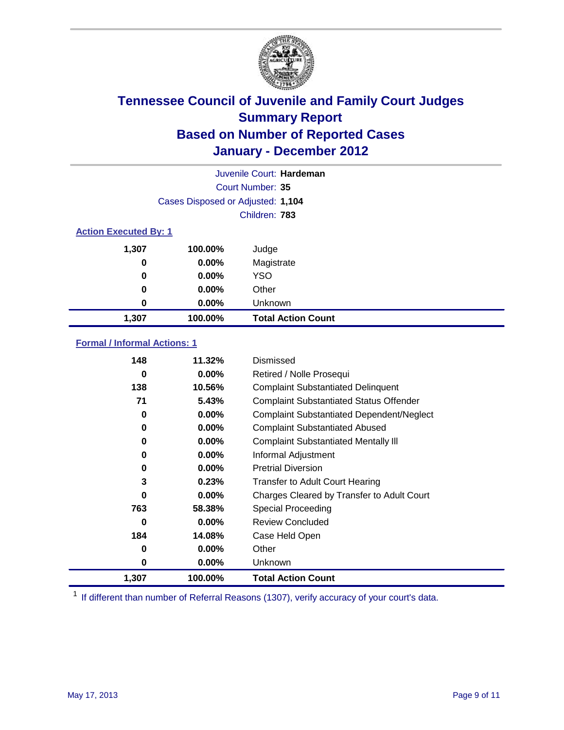# Tennessee Council of Juvenile and Family Court Judges
## Summary Report
## Based on Number of Reported Cases
## January - December 2012

Juvenile Court: **Hardeman**
Court Number: **35**
Cases Disposed or Adjusted: **1,104**
Children: **783**

### Action Executed By: 1

| | | |
|---|---|---|
| 1,307 | 100.00% | Judge |
| 0 | 0.00% | Magistrate |
| 0 | 0.00% | YSO |
| 0 | 0.00% | Other |
| 0 | 0.00% | Unknown |
| **1,307** | **100.00%** | **Total Action Count** |

### Formal / Informal Actions: 1

| | | |
|---|---|---|
| 148 | 11.32% | Dismissed |
| 0 | 0.00% | Retired / Nolle Prosequi |
| 138 | 10.56% | Complaint Substantiated Delinquent |
| 71 | 5.43% | Complaint Substantiated Status Offender |
| 0 | 0.00% | Complaint Substantiated Dependent/Neglect |
| 0 | 0.00% | Complaint Substantiated Abused |
| 0 | 0.00% | Complaint Substantiated Mentally Ill |
| 0 | 0.00% | Informal Adjustment |
| 0 | 0.00% | Pretrial Diversion |
| 3 | 0.23% | Transfer to Adult Court Hearing |
| 0 | 0.00% | Charges Cleared by Transfer to Adult Court |
| 763 | 58.38% | Special Proceeding |
| 0 | 0.00% | Review Concluded |
| 184 | 14.08% | Case Held Open |
| 0 | 0.00% | Other |
| 0 | 0.00% | Unknown |
| **1,307** | **100.00%** | **Total Action Count** |

[1] If different than number of Referral Reasons (1307), verify accuracy of your court's data.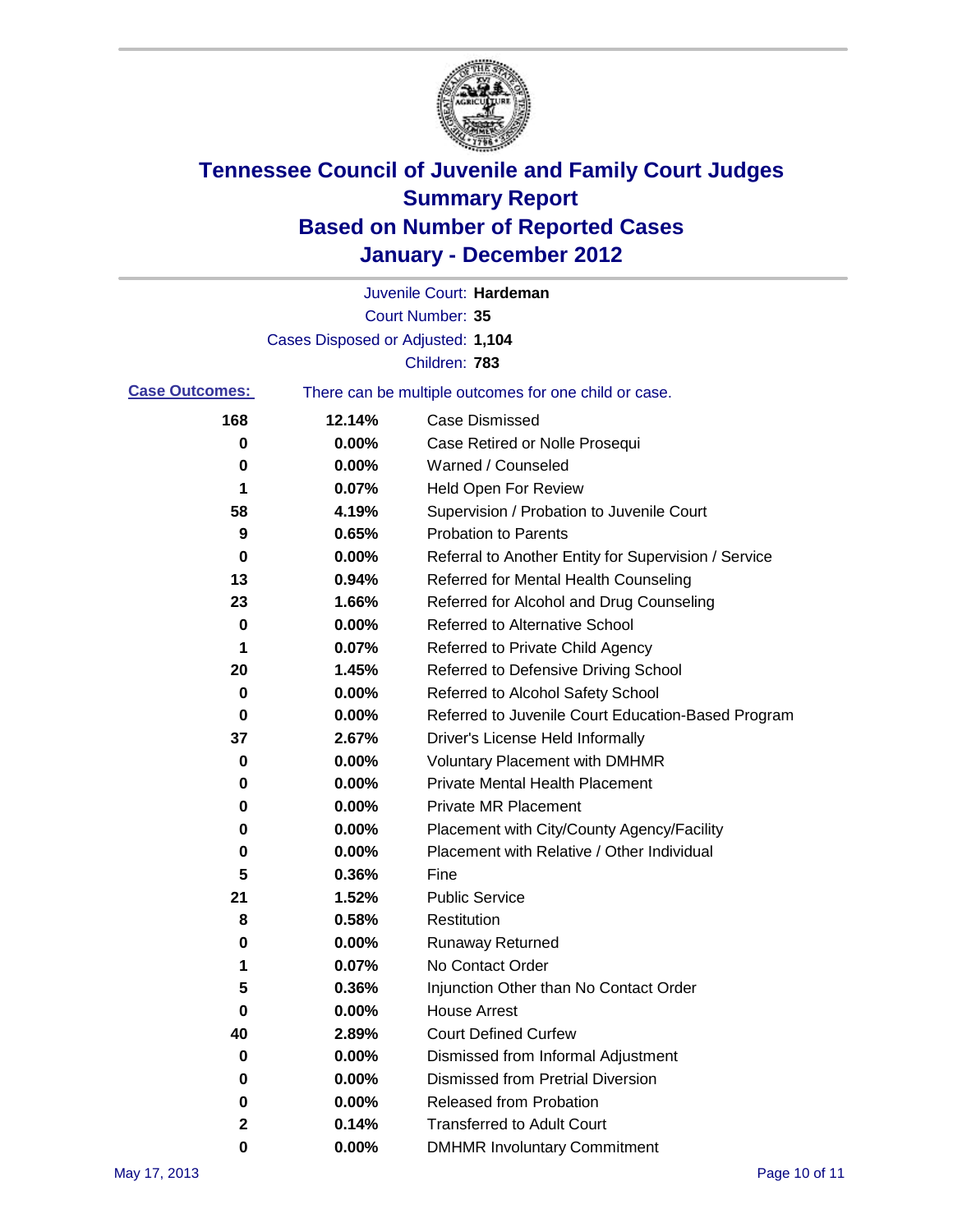# Tennessee Council of Juvenile and Family Court Judges
# Summary Report
# Based on Number of Reported Cases
# January - December 2012

Juvenile Court: **Hardeman**

Court Number: **35**

Cases Disposed or Adjusted: **1,104**

Children: **783**

**Case Outcomes:** There can be multiple outcomes for one child or case.

| Count | Percent | Outcome |
|---|---|---|
| 168 | 12.14% | Case Dismissed |
| 0 | 0.00% | Case Retired or Nolle Prosequi |
| 0 | 0.00% | Warned / Counseled |
| 1 | 0.07% | Held Open For Review |
| 58 | 4.19% | Supervision / Probation to Juvenile Court |
| 9 | 0.65% | Probation to Parents |
| 0 | 0.00% | Referral to Another Entity for Supervision / Service |
| 13 | 0.94% | Referred for Mental Health Counseling |
| 23 | 1.66% | Referred for Alcohol and Drug Counseling |
| 0 | 0.00% | Referred to Alternative School |
| 1 | 0.07% | Referred to Private Child Agency |
| 20 | 1.45% | Referred to Defensive Driving School |
| 0 | 0.00% | Referred to Alcohol Safety School |
| 0 | 0.00% | Referred to Juvenile Court Education-Based Program |
| 37 | 2.67% | Driver's License Held Informally |
| 0 | 0.00% | Voluntary Placement with DMHMR |
| 0 | 0.00% | Private Mental Health Placement |
| 0 | 0.00% | Private MR Placement |
| 0 | 0.00% | Placement with City/County Agency/Facility |
| 0 | 0.00% | Placement with Relative / Other Individual |
| 5 | 0.36% | Fine |
| 21 | 1.52% | Public Service |
| 8 | 0.58% | Restitution |
| 0 | 0.00% | Runaway Returned |
| 1 | 0.07% | No Contact Order |
| 5 | 0.36% | Injunction Other than No Contact Order |
| 0 | 0.00% | House Arrest |
| 40 | 2.89% | Court Defined Curfew |
| 0 | 0.00% | Dismissed from Informal Adjustment |
| 0 | 0.00% | Dismissed from Pretrial Diversion |
| 0 | 0.00% | Released from Probation |
| 2 | 0.14% | Transferred to Adult Court |
| 0 | 0.00% | DMHMR Involuntary Commitment |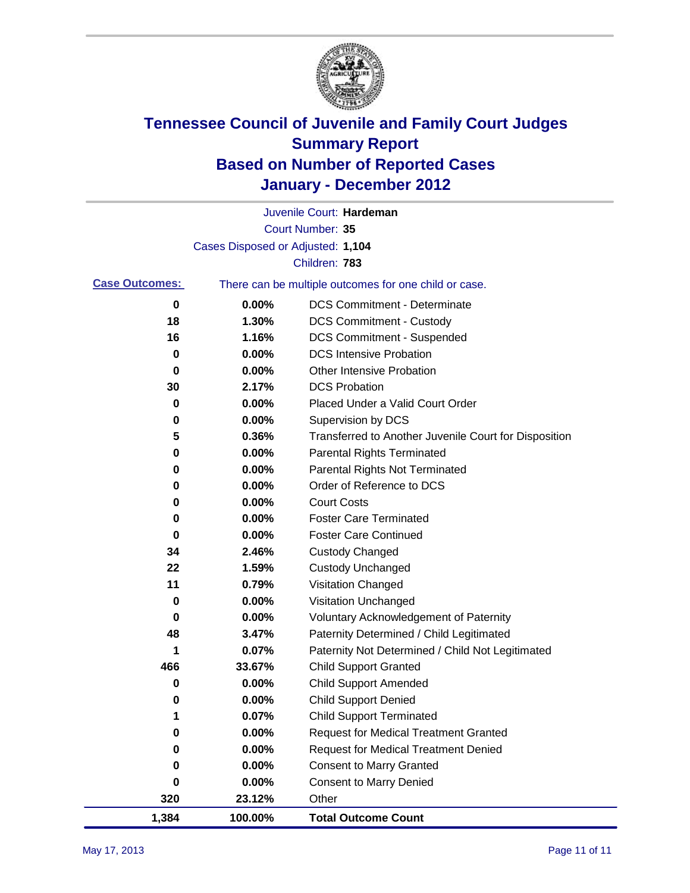# Tennessee Council of Juvenile and Family Court Judges
## Summary Report
## Based on Number of Reported Cases
## January - December 2012

Juvenile Court: **Hardeman**

Court Number: **35**

Cases Disposed or Adjusted: **1,104**

Children: **783**

**Case Outcomes:** There can be multiple outcomes for one child or case.

| | | |
|---|---|---|
| 0 | 0.00% | DCS Commitment - Determinate |
| 18 | 1.30% | DCS Commitment - Custody |
| 16 | 1.16% | DCS Commitment - Suspended |
| 0 | 0.00% | DCS Intensive Probation |
| 0 | 0.00% | Other Intensive Probation |
| 30 | 2.17% | DCS Probation |
| 0 | 0.00% | Placed Under a Valid Court Order |
| 0 | 0.00% | Supervision by DCS |
| 5 | 0.36% | Transferred to Another Juvenile Court for Disposition |
| 0 | 0.00% | Parental Rights Terminated |
| 0 | 0.00% | Parental Rights Not Terminated |
| 0 | 0.00% | Order of Reference to DCS |
| 0 | 0.00% | Court Costs |
| 0 | 0.00% | Foster Care Terminated |
| 0 | 0.00% | Foster Care Continued |
| 34 | 2.46% | Custody Changed |
| 22 | 1.59% | Custody Unchanged |
| 11 | 0.79% | Visitation Changed |
| 0 | 0.00% | Visitation Unchanged |
| 0 | 0.00% | Voluntary Acknowledgement of Paternity |
| 48 | 3.47% | Paternity Determined / Child Legitimated |
| 1 | 0.07% | Paternity Not Determined / Child Not Legitimated |
| 466 | 33.67% | Child Support Granted |
| 0 | 0.00% | Child Support Amended |
| 0 | 0.00% | Child Support Denied |
| 1 | 0.07% | Child Support Terminated |
| 0 | 0.00% | Request for Medical Treatment Granted |
| 0 | 0.00% | Request for Medical Treatment Denied |
| 0 | 0.00% | Consent to Marry Granted |
| 0 | 0.00% | Consent to Marry Denied |
| 320 | 23.12% | Other |
| **1,384** | **100.00%** | **Total Outcome Count** |